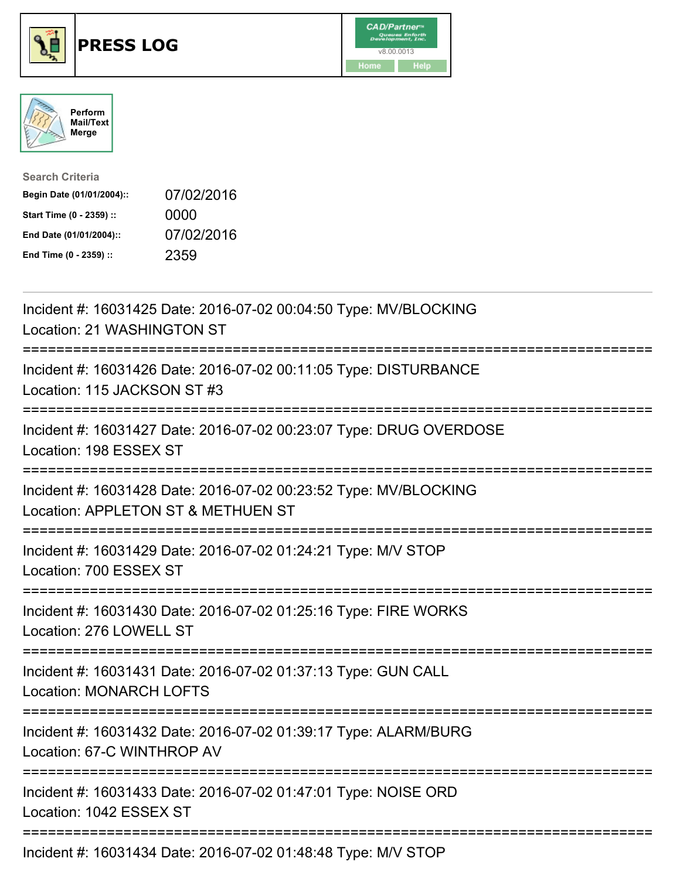# PRESS LOG

CAD/Partner v8.00.0013

Home Help

Perform Mail/Text Merge

**Search Criteria**

| | |
|---|---|
| **Begin Date (01/01/2004)::** | 07/02/2016 |
| **Start Time (0 - 2359) ::** | 0000 |
| **End Date (01/01/2004)::** | 07/02/2016 |
| **End Time (0 - 2359) ::** | 2359 |

---

Incident #: 16031425 Date: 2016-07-02 00:04:50 Type: MV/BLOCKING
Location: 21 WASHINGTON ST

===========================================================================

Incident #: 16031426 Date: 2016-07-02 00:11:05 Type: DISTURBANCE
Location: 115 JACKSON ST #3

===========================================================================

Incident #: 16031427 Date: 2016-07-02 00:23:07 Type: DRUG OVERDOSE
Location: 198 ESSEX ST

===========================================================================

Incident #: 16031428 Date: 2016-07-02 00:23:52 Type: MV/BLOCKING
Location: APPLETON ST & METHUEN ST

===========================================================================

Incident #: 16031429 Date: 2016-07-02 01:24:21 Type: M/V STOP
Location: 700 ESSEX ST

===========================================================================

Incident #: 16031430 Date: 2016-07-02 01:25:16 Type: FIRE WORKS
Location: 276 LOWELL ST

===========================================================================

Incident #: 16031431 Date: 2016-07-02 01:37:13 Type: GUN CALL
Location: MONARCH LOFTS

===========================================================================

Incident #: 16031432 Date: 2016-07-02 01:39:17 Type: ALARM/BURG
Location: 67-C WINTHROP AV

===========================================================================

Incident #: 16031433 Date: 2016-07-02 01:47:01 Type: NOISE ORD
Location: 1042 ESSEX ST

===========================================================================

Incident #: 16031434 Date: 2016-07-02 01:48:48 Type: M/V STOP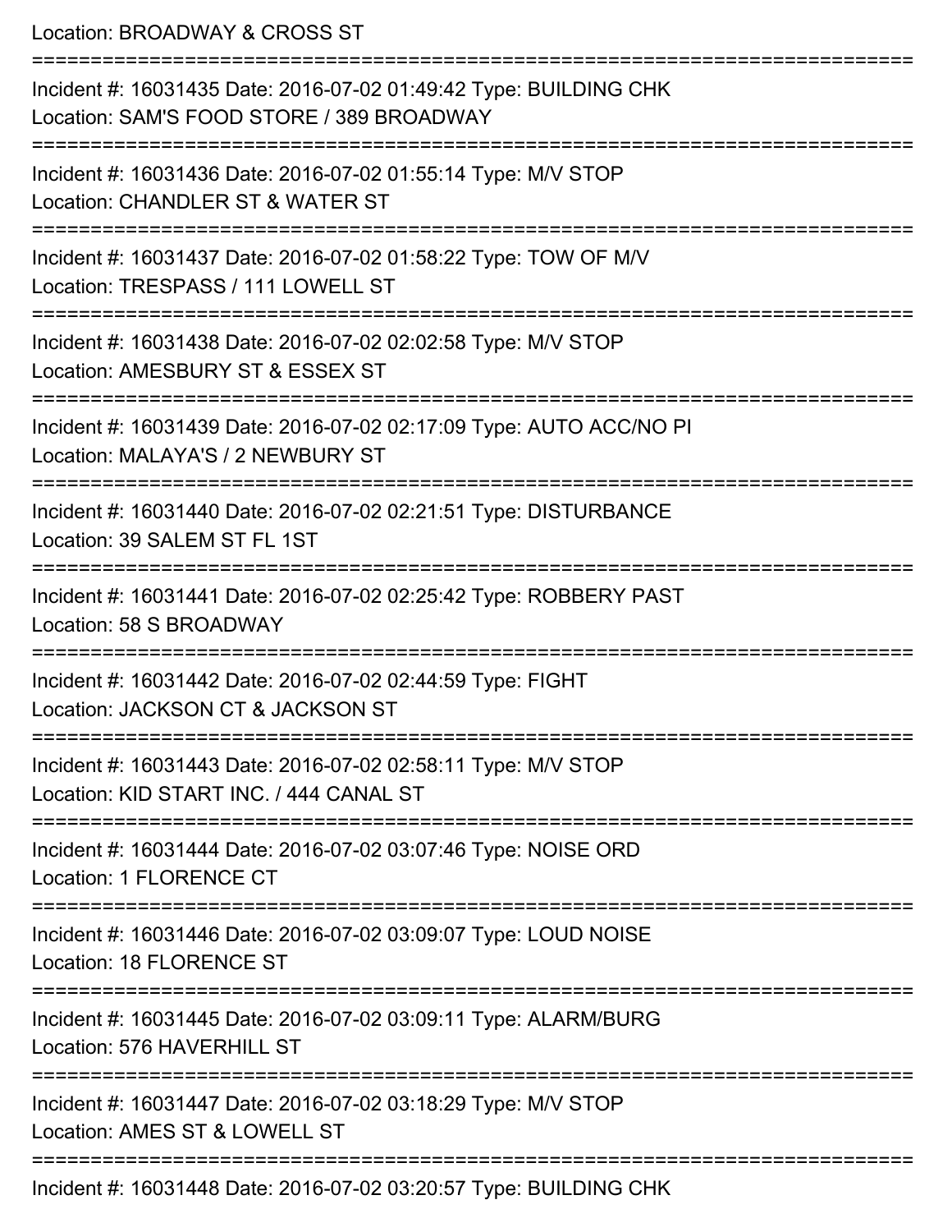Location: BROADWAY & CROSS ST

===========================================================================

Incident #: 16031435 Date: 2016-07-02 01:49:42 Type: BUILDING CHK
Location: SAM'S FOOD STORE / 389 BROADWAY

===========================================================================

Incident #: 16031436 Date: 2016-07-02 01:55:14 Type: M/V STOP
Location: CHANDLER ST & WATER ST

===========================================================================

Incident #: 16031437 Date: 2016-07-02 01:58:22 Type: TOW OF M/V
Location: TRESPASS / 111 LOWELL ST

===========================================================================

Incident #: 16031438 Date: 2016-07-02 02:02:58 Type: M/V STOP
Location: AMESBURY ST & ESSEX ST

===========================================================================

Incident #: 16031439 Date: 2016-07-02 02:17:09 Type: AUTO ACC/NO PI
Location: MALAYA'S / 2 NEWBURY ST

===========================================================================

Incident #: 16031440 Date: 2016-07-02 02:21:51 Type: DISTURBANCE
Location: 39 SALEM ST FL 1ST

===========================================================================

Incident #: 16031441 Date: 2016-07-02 02:25:42 Type: ROBBERY PAST
Location: 58 S BROADWAY

===========================================================================

Incident #: 16031442 Date: 2016-07-02 02:44:59 Type: FIGHT
Location: JACKSON CT & JACKSON ST

===========================================================================

Incident #: 16031443 Date: 2016-07-02 02:58:11 Type: M/V STOP
Location: KID START INC. / 444 CANAL ST

===========================================================================

Incident #: 16031444 Date: 2016-07-02 03:07:46 Type: NOISE ORD
Location: 1 FLORENCE CT

===========================================================================

Incident #: 16031446 Date: 2016-07-02 03:09:07 Type: LOUD NOISE
Location: 18 FLORENCE ST

===========================================================================

Incident #: 16031445 Date: 2016-07-02 03:09:11 Type: ALARM/BURG
Location: 576 HAVERHILL ST

===========================================================================

Incident #: 16031447 Date: 2016-07-02 03:18:29 Type: M/V STOP
Location: AMES ST & LOWELL ST

===========================================================================

Incident #: 16031448 Date: 2016-07-02 03:20:57 Type: BUILDING CHK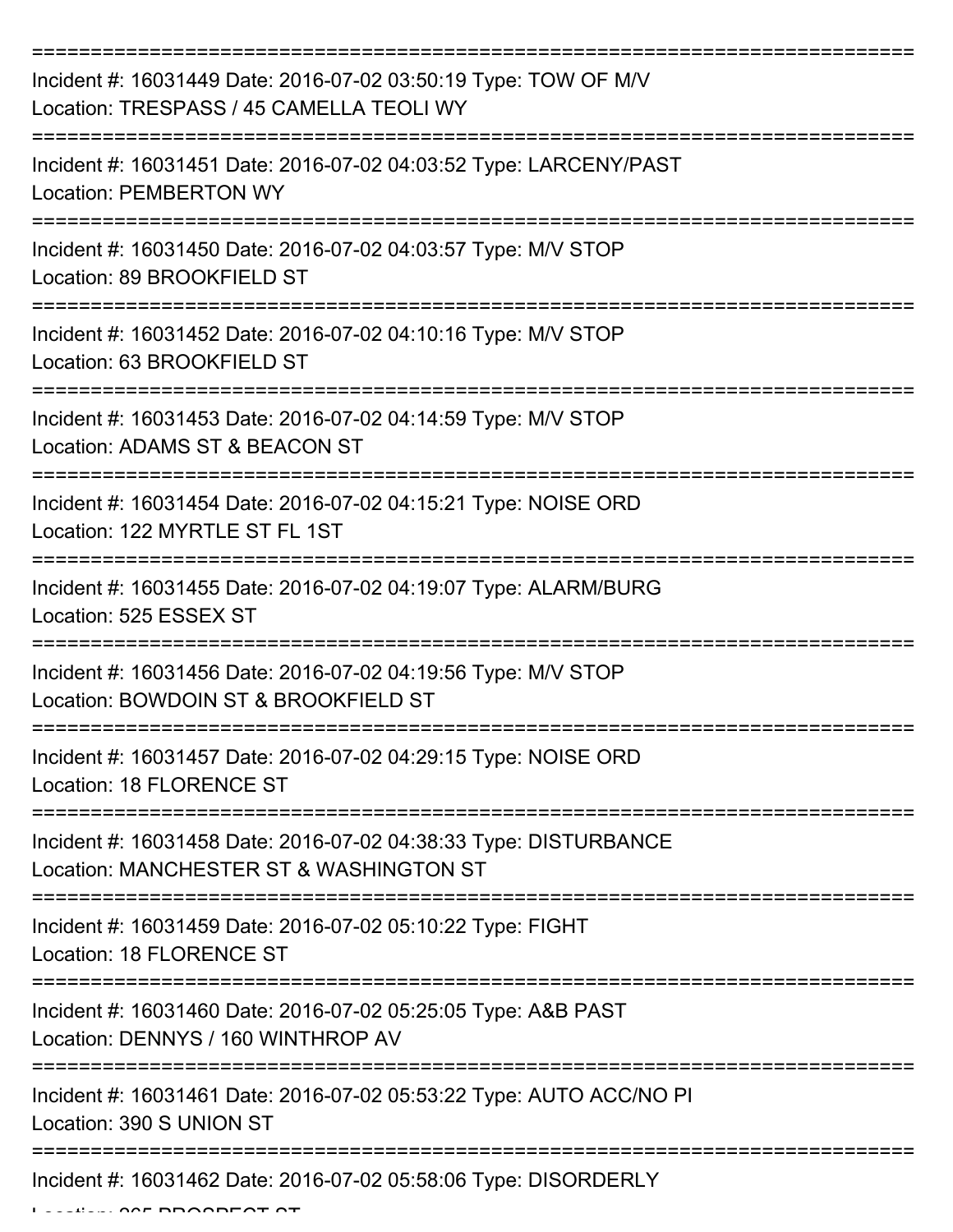===========================================================================

Incident #: 16031449 Date: 2016-07-02 03:50:19 Type: TOW OF M/V
Location: TRESPASS / 45 CAMELLA TEOLI WY

===========================================================================

Incident #: 16031451 Date: 2016-07-02 04:03:52 Type: LARCENY/PAST
Location: PEMBERTON WY

===========================================================================

Incident #: 16031450 Date: 2016-07-02 04:03:57 Type: M/V STOP
Location: 89 BROOKFIELD ST

===========================================================================

Incident #: 16031452 Date: 2016-07-02 04:10:16 Type: M/V STOP
Location: 63 BROOKFIELD ST

===========================================================================

Incident #: 16031453 Date: 2016-07-02 04:14:59 Type: M/V STOP
Location: ADAMS ST & BEACON ST

===========================================================================

Incident #: 16031454 Date: 2016-07-02 04:15:21 Type: NOISE ORD
Location: 122 MYRTLE ST FL 1ST

===========================================================================

Incident #: 16031455 Date: 2016-07-02 04:19:07 Type: ALARM/BURG
Location: 525 ESSEX ST

===========================================================================

Incident #: 16031456 Date: 2016-07-02 04:19:56 Type: M/V STOP
Location: BOWDOIN ST & BROOKFIELD ST

===========================================================================

Incident #: 16031457 Date: 2016-07-02 04:29:15 Type: NOISE ORD
Location: 18 FLORENCE ST

===========================================================================

Incident #: 16031458 Date: 2016-07-02 04:38:33 Type: DISTURBANCE
Location: MANCHESTER ST & WASHINGTON ST

===========================================================================

Incident #: 16031459 Date: 2016-07-02 05:10:22 Type: FIGHT
Location: 18 FLORENCE ST

===========================================================================

Incident #: 16031460 Date: 2016-07-02 05:25:05 Type: A&B PAST
Location: DENNYS / 160 WINTHROP AV

===========================================================================

Incident #: 16031461 Date: 2016-07-02 05:53:22 Type: AUTO ACC/NO PI
Location: 390 S UNION ST

===========================================================================

Incident #: 16031462 Date: 2016-07-02 05:58:06 Type: DISORDERLY
Location: 265 PROSPECT ST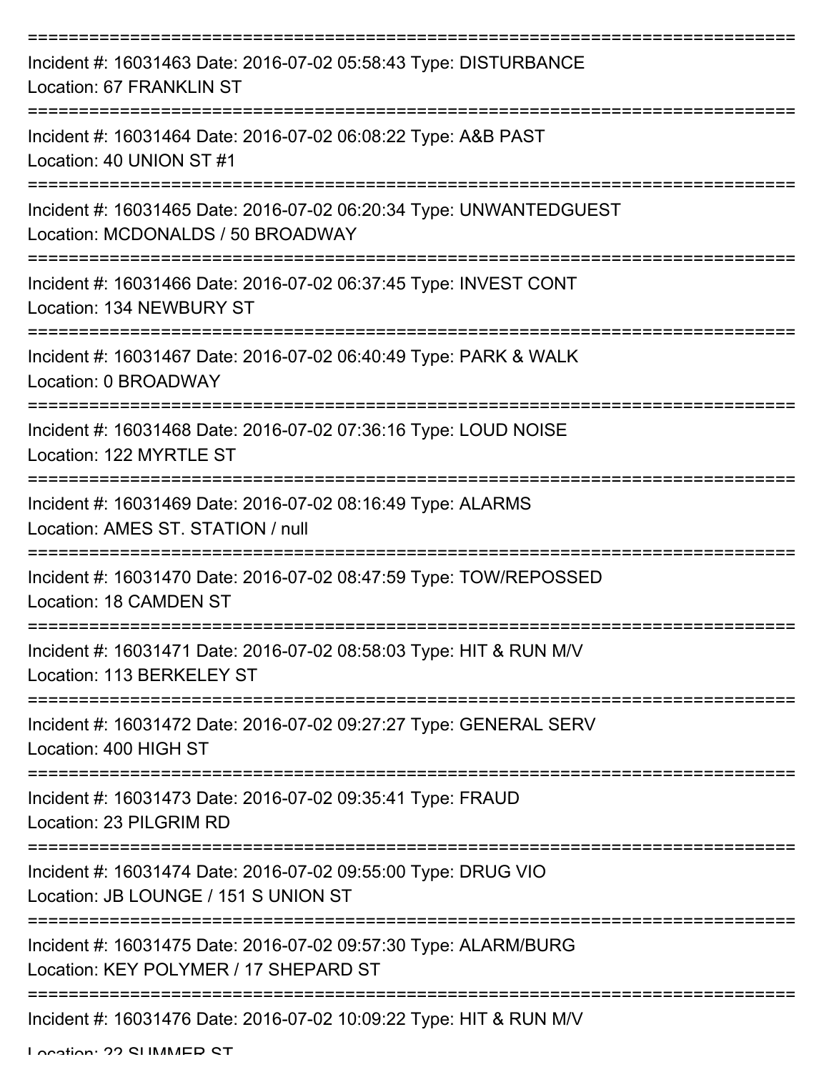===========================================================================

Incident #: 16031463 Date: 2016-07-02 05:58:43 Type: DISTURBANCE
Location: 67 FRANKLIN ST

===========================================================================

Incident #: 16031464 Date: 2016-07-02 06:08:22 Type: A&B PAST
Location: 40 UNION ST #1

===========================================================================

Incident #: 16031465 Date: 2016-07-02 06:20:34 Type: UNWANTEDGUEST
Location: MCDONALDS / 50 BROADWAY

===========================================================================

Incident #: 16031466 Date: 2016-07-02 06:37:45 Type: INVEST CONT
Location: 134 NEWBURY ST

===========================================================================

Incident #: 16031467 Date: 2016-07-02 06:40:49 Type: PARK & WALK
Location: 0 BROADWAY

===========================================================================

Incident #: 16031468 Date: 2016-07-02 07:36:16 Type: LOUD NOISE
Location: 122 MYRTLE ST

===========================================================================

Incident #: 16031469 Date: 2016-07-02 08:16:49 Type: ALARMS
Location: AMES ST. STATION / null

===========================================================================

Incident #: 16031470 Date: 2016-07-02 08:47:59 Type: TOW/REPOSSED
Location: 18 CAMDEN ST

===========================================================================

Incident #: 16031471 Date: 2016-07-02 08:58:03 Type: HIT & RUN M/V
Location: 113 BERKELEY ST

===========================================================================

Incident #: 16031472 Date: 2016-07-02 09:27:27 Type: GENERAL SERV
Location: 400 HIGH ST

===========================================================================

Incident #: 16031473 Date: 2016-07-02 09:35:41 Type: FRAUD
Location: 23 PILGRIM RD

===========================================================================

Incident #: 16031474 Date: 2016-07-02 09:55:00 Type: DRUG VIO
Location: JB LOUNGE / 151 S UNION ST

===========================================================================

Incident #: 16031475 Date: 2016-07-02 09:57:30 Type: ALARM/BURG
Location: KEY POLYMER / 17 SHEPARD ST

===========================================================================

Incident #: 16031476 Date: 2016-07-02 10:09:22 Type: HIT & RUN M/V
Location: 22 SUMMER ST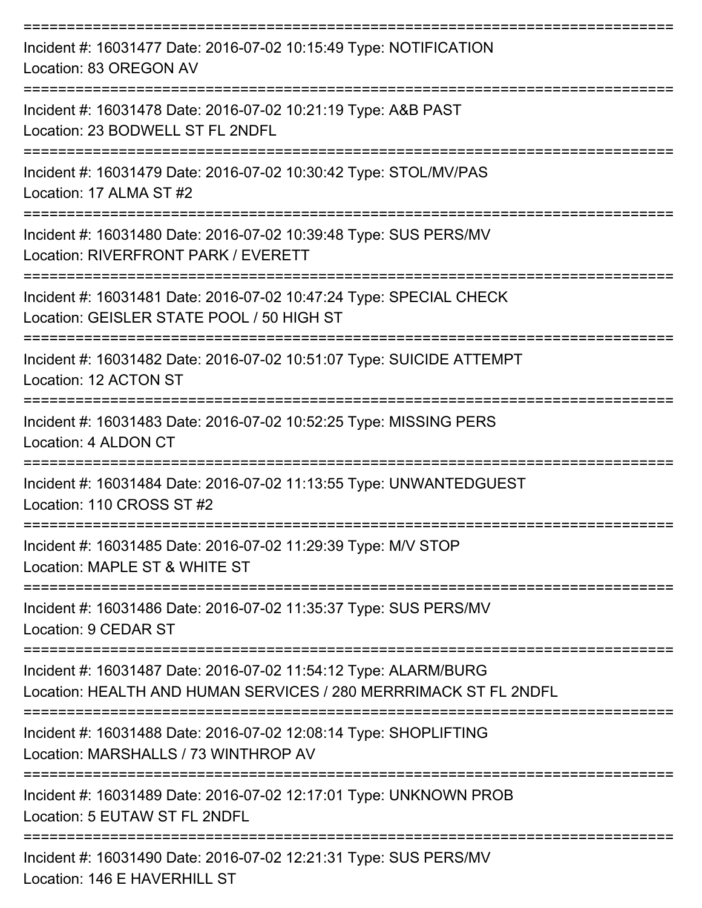===========================================================================

Incident #: 16031477 Date: 2016-07-02 10:15:49 Type: NOTIFICATION
Location: 83 OREGON AV

===========================================================================

Incident #: 16031478 Date: 2016-07-02 10:21:19 Type: A&B PAST
Location: 23 BODWELL ST FL 2NDFL

===========================================================================

Incident #: 16031479 Date: 2016-07-02 10:30:42 Type: STOL/MV/PAS
Location: 17 ALMA ST #2

===========================================================================

Incident #: 16031480 Date: 2016-07-02 10:39:48 Type: SUS PERS/MV
Location: RIVERFRONT PARK / EVERETT

===========================================================================

Incident #: 16031481 Date: 2016-07-02 10:47:24 Type: SPECIAL CHECK
Location: GEISLER STATE POOL / 50 HIGH ST

===========================================================================

Incident #: 16031482 Date: 2016-07-02 10:51:07 Type: SUICIDE ATTEMPT
Location: 12 ACTON ST

===========================================================================

Incident #: 16031483 Date: 2016-07-02 10:52:25 Type: MISSING PERS
Location: 4 ALDON CT

===========================================================================

Incident #: 16031484 Date: 2016-07-02 11:13:55 Type: UNWANTEDGUEST
Location: 110 CROSS ST #2

===========================================================================

Incident #: 16031485 Date: 2016-07-02 11:29:39 Type: M/V STOP
Location: MAPLE ST & WHITE ST

===========================================================================

Incident #: 16031486 Date: 2016-07-02 11:35:37 Type: SUS PERS/MV
Location: 9 CEDAR ST

===========================================================================

Incident #: 16031487 Date: 2016-07-02 11:54:12 Type: ALARM/BURG
Location: HEALTH AND HUMAN SERVICES / 280 MERRRIMACK ST FL 2NDFL

===========================================================================

Incident #: 16031488 Date: 2016-07-02 12:08:14 Type: SHOPLIFTING
Location: MARSHALLS / 73 WINTHROP AV

===========================================================================

Incident #: 16031489 Date: 2016-07-02 12:17:01 Type: UNKNOWN PROB
Location: 5 EUTAW ST FL 2NDFL

===========================================================================

Incident #: 16031490 Date: 2016-07-02 12:21:31 Type: SUS PERS/MV
Location: 146 E HAVERHILL ST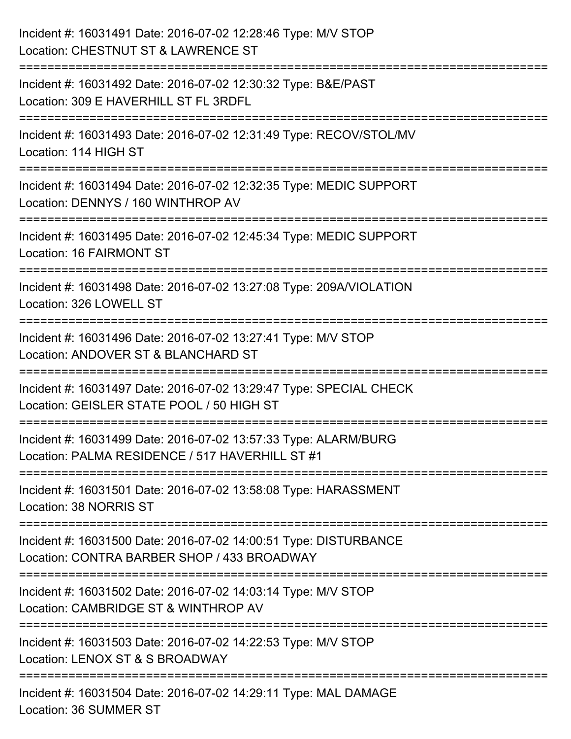Incident #: 16031491 Date: 2016-07-02 12:28:46 Type: M/V STOP
Location: CHESTNUT ST & LAWRENCE ST

===========================================================================

Incident #: 16031492 Date: 2016-07-02 12:30:32 Type: B&E/PAST
Location: 309 E HAVERHILL ST FL 3RDFL

===========================================================================

Incident #: 16031493 Date: 2016-07-02 12:31:49 Type: RECOV/STOL/MV
Location: 114 HIGH ST

===========================================================================

Incident #: 16031494 Date: 2016-07-02 12:32:35 Type: MEDIC SUPPORT
Location: DENNYS / 160 WINTHROP AV

===========================================================================

Incident #: 16031495 Date: 2016-07-02 12:45:34 Type: MEDIC SUPPORT
Location: 16 FAIRMONT ST

===========================================================================

Incident #: 16031498 Date: 2016-07-02 13:27:08 Type: 209A/VIOLATION
Location: 326 LOWELL ST

===========================================================================

Incident #: 16031496 Date: 2016-07-02 13:27:41 Type: M/V STOP
Location: ANDOVER ST & BLANCHARD ST

===========================================================================

Incident #: 16031497 Date: 2016-07-02 13:29:47 Type: SPECIAL CHECK
Location: GEISLER STATE POOL / 50 HIGH ST

===========================================================================

Incident #: 16031499 Date: 2016-07-02 13:57:33 Type: ALARM/BURG
Location: PALMA RESIDENCE / 517 HAVERHILL ST #1

===========================================================================

Incident #: 16031501 Date: 2016-07-02 13:58:08 Type: HARASSMENT
Location: 38 NORRIS ST

===========================================================================

Incident #: 16031500 Date: 2016-07-02 14:00:51 Type: DISTURBANCE
Location: CONTRA BARBER SHOP / 433 BROADWAY

===========================================================================

Incident #: 16031502 Date: 2016-07-02 14:03:14 Type: M/V STOP
Location: CAMBRIDGE ST & WINTHROP AV

===========================================================================

Incident #: 16031503 Date: 2016-07-02 14:22:53 Type: M/V STOP
Location: LENOX ST & S BROADWAY

===========================================================================

Incident #: 16031504 Date: 2016-07-02 14:29:11 Type: MAL DAMAGE
Location: 36 SUMMER ST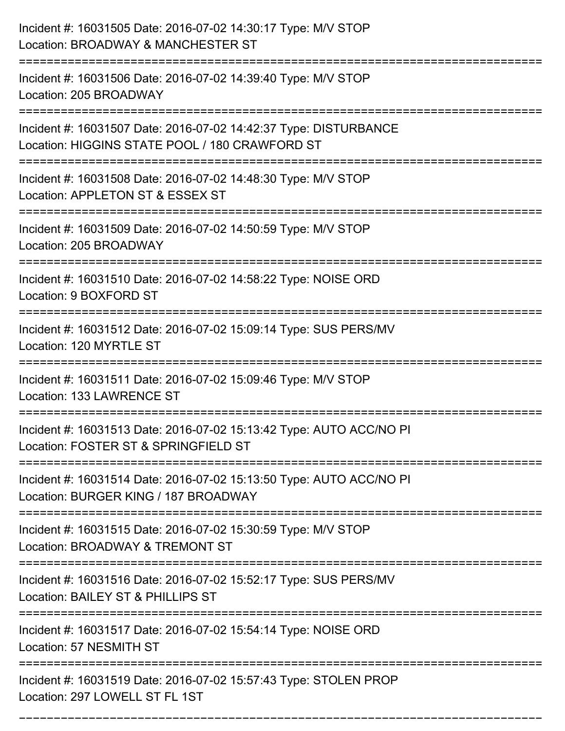Incident #: 16031505 Date: 2016-07-02 14:30:17 Type: M/V STOP
Location: BROADWAY & MANCHESTER ST

===========================================================================

Incident #: 16031506 Date: 2016-07-02 14:39:40 Type: M/V STOP
Location: 205 BROADWAY

===========================================================================

Incident #: 16031507 Date: 2016-07-02 14:42:37 Type: DISTURBANCE
Location: HIGGINS STATE POOL / 180 CRAWFORD ST

===========================================================================

Incident #: 16031508 Date: 2016-07-02 14:48:30 Type: M/V STOP
Location: APPLETON ST & ESSEX ST

===========================================================================

Incident #: 16031509 Date: 2016-07-02 14:50:59 Type: M/V STOP
Location: 205 BROADWAY

===========================================================================

Incident #: 16031510 Date: 2016-07-02 14:58:22 Type: NOISE ORD
Location: 9 BOXFORD ST

===========================================================================

Incident #: 16031512 Date: 2016-07-02 15:09:14 Type: SUS PERS/MV
Location: 120 MYRTLE ST

===========================================================================

Incident #: 16031511 Date: 2016-07-02 15:09:46 Type: M/V STOP
Location: 133 LAWRENCE ST

===========================================================================

Incident #: 16031513 Date: 2016-07-02 15:13:42 Type: AUTO ACC/NO PI
Location: FOSTER ST & SPRINGFIELD ST

===========================================================================

Incident #: 16031514 Date: 2016-07-02 15:13:50 Type: AUTO ACC/NO PI
Location: BURGER KING / 187 BROADWAY

===========================================================================

Incident #: 16031515 Date: 2016-07-02 15:30:59 Type: M/V STOP
Location: BROADWAY & TREMONT ST

===========================================================================

Incident #: 16031516 Date: 2016-07-02 15:52:17 Type: SUS PERS/MV
Location: BAILEY ST & PHILLIPS ST

===========================================================================

Incident #: 16031517 Date: 2016-07-02 15:54:14 Type: NOISE ORD
Location: 57 NESMITH ST

===========================================================================

Incident #: 16031519 Date: 2016-07-02 15:57:43 Type: STOLEN PROP
Location: 297 LOWELL ST FL 1ST

===========================================================================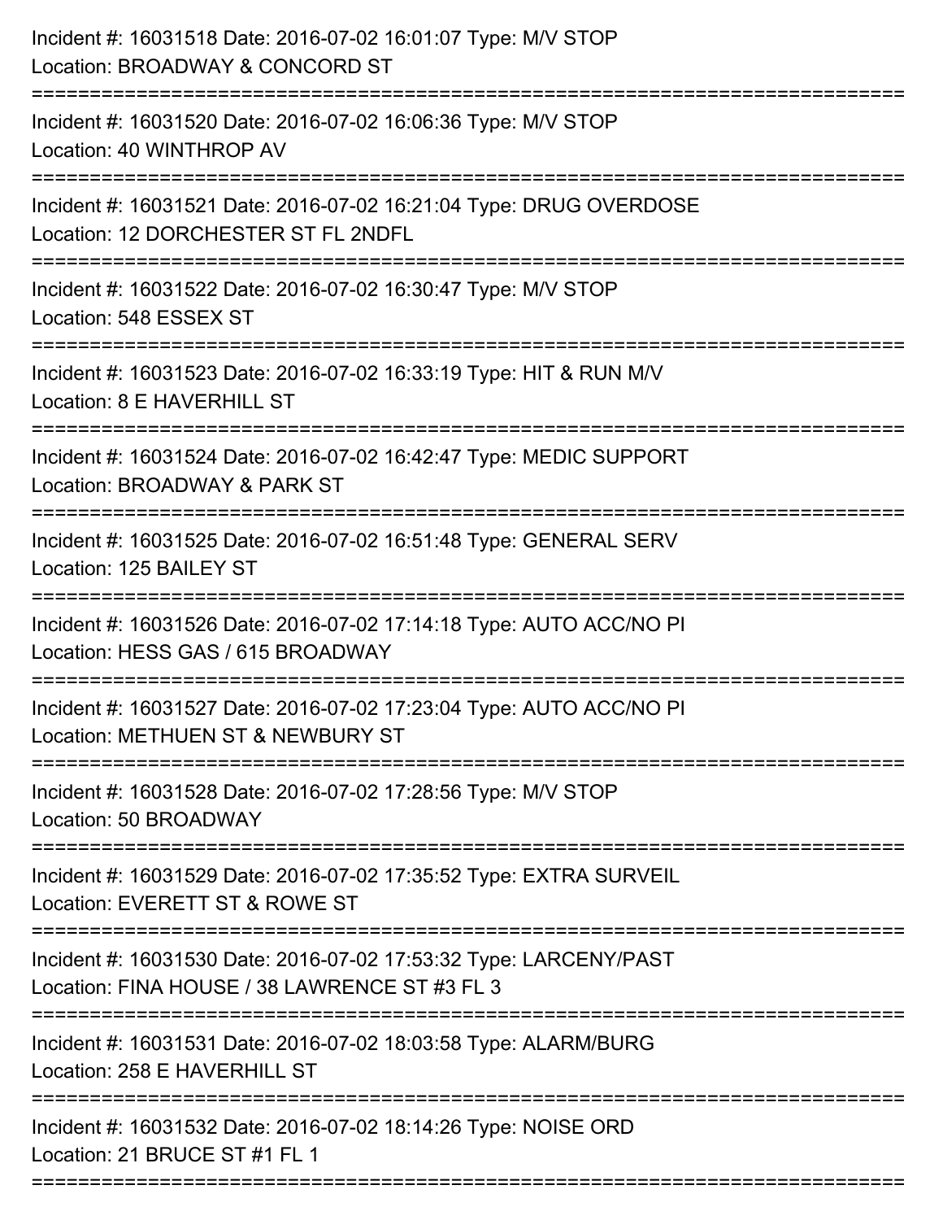Incident #: 16031518 Date: 2016-07-02 16:01:07 Type: M/V STOP
Location: BROADWAY & CONCORD ST

===========================================================================

Incident #: 16031520 Date: 2016-07-02 16:06:36 Type: M/V STOP
Location: 40 WINTHROP AV

===========================================================================

Incident #: 16031521 Date: 2016-07-02 16:21:04 Type: DRUG OVERDOSE
Location: 12 DORCHESTER ST FL 2NDFL

===========================================================================

Incident #: 16031522 Date: 2016-07-02 16:30:47 Type: M/V STOP
Location: 548 ESSEX ST

===========================================================================

Incident #: 16031523 Date: 2016-07-02 16:33:19 Type: HIT & RUN M/V
Location: 8 E HAVERHILL ST

===========================================================================

Incident #: 16031524 Date: 2016-07-02 16:42:47 Type: MEDIC SUPPORT
Location: BROADWAY & PARK ST

===========================================================================

Incident #: 16031525 Date: 2016-07-02 16:51:48 Type: GENERAL SERV
Location: 125 BAILEY ST

===========================================================================

Incident #: 16031526 Date: 2016-07-02 17:14:18 Type: AUTO ACC/NO PI
Location: HESS GAS / 615 BROADWAY

===========================================================================

Incident #: 16031527 Date: 2016-07-02 17:23:04 Type: AUTO ACC/NO PI
Location: METHUEN ST & NEWBURY ST

===========================================================================

Incident #: 16031528 Date: 2016-07-02 17:28:56 Type: M/V STOP
Location: 50 BROADWAY

===========================================================================

Incident #: 16031529 Date: 2016-07-02 17:35:52 Type: EXTRA SURVEIL
Location: EVERETT ST & ROWE ST

===========================================================================

Incident #: 16031530 Date: 2016-07-02 17:53:32 Type: LARCENY/PAST
Location: FINA HOUSE / 38 LAWRENCE ST #3 FL 3

===========================================================================

Incident #: 16031531 Date: 2016-07-02 18:03:58 Type: ALARM/BURG
Location: 258 E HAVERHILL ST

===========================================================================

Incident #: 16031532 Date: 2016-07-02 18:14:26 Type: NOISE ORD
Location: 21 BRUCE ST #1 FL 1

===========================================================================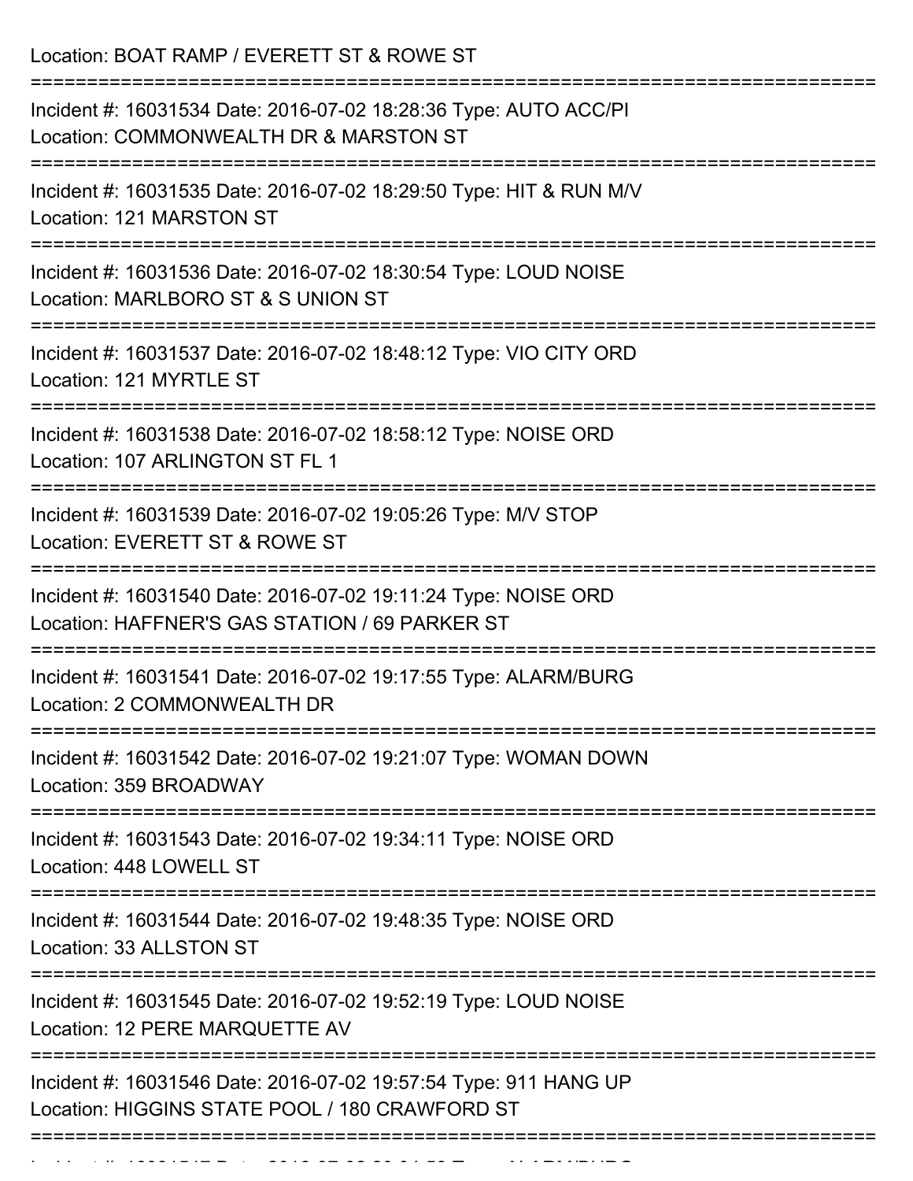Location: BOAT RAMP / EVERETT ST & ROWE ST

===========================================================================

Incident #: 16031534 Date: 2016-07-02 18:28:36 Type: AUTO ACC/PI
Location: COMMONWEALTH DR & MARSTON ST

===========================================================================

Incident #: 16031535 Date: 2016-07-02 18:29:50 Type: HIT & RUN M/V
Location: 121 MARSTON ST

===========================================================================

Incident #: 16031536 Date: 2016-07-02 18:30:54 Type: LOUD NOISE
Location: MARLBORO ST & S UNION ST

===========================================================================

Incident #: 16031537 Date: 2016-07-02 18:48:12 Type: VIO CITY ORD
Location: 121 MYRTLE ST

===========================================================================

Incident #: 16031538 Date: 2016-07-02 18:58:12 Type: NOISE ORD
Location: 107 ARLINGTON ST FL 1

===========================================================================

Incident #: 16031539 Date: 2016-07-02 19:05:26 Type: M/V STOP
Location: EVERETT ST & ROWE ST

===========================================================================

Incident #: 16031540 Date: 2016-07-02 19:11:24 Type: NOISE ORD
Location: HAFFNER'S GAS STATION / 69 PARKER ST

===========================================================================

Incident #: 16031541 Date: 2016-07-02 19:17:55 Type: ALARM/BURG
Location: 2 COMMONWEALTH DR

===========================================================================

Incident #: 16031542 Date: 2016-07-02 19:21:07 Type: WOMAN DOWN
Location: 359 BROADWAY

===========================================================================

Incident #: 16031543 Date: 2016-07-02 19:34:11 Type: NOISE ORD
Location: 448 LOWELL ST

===========================================================================

Incident #: 16031544 Date: 2016-07-02 19:48:35 Type: NOISE ORD
Location: 33 ALLSTON ST

===========================================================================

Incident #: 16031545 Date: 2016-07-02 19:52:19 Type: LOUD NOISE
Location: 12 PERE MARQUETTE AV

===========================================================================

Incident #: 16031546 Date: 2016-07-02 19:57:54 Type: 911 HANG UP
Location: HIGGINS STATE POOL / 180 CRAWFORD ST

===========================================================================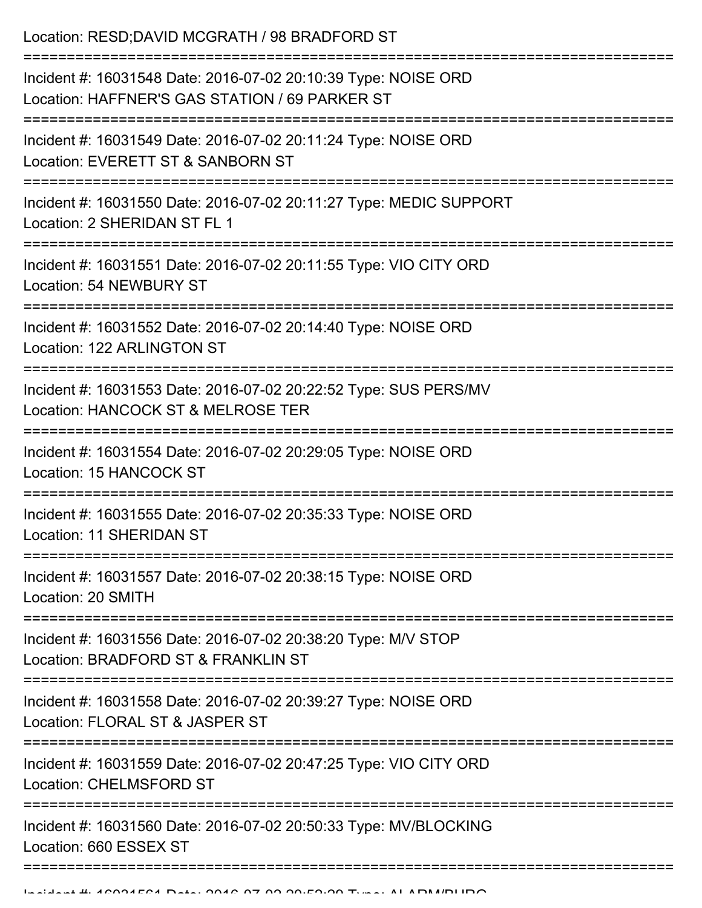Location: RESD;DAVID MCGRATH / 98 BRADFORD ST

===========================================================================

Incident #: 16031548 Date: 2016-07-02 20:10:39 Type: NOISE ORD
Location: HAFFNER'S GAS STATION / 69 PARKER ST

===========================================================================

Incident #: 16031549 Date: 2016-07-02 20:11:24 Type: NOISE ORD
Location: EVERETT ST & SANBORN ST

===========================================================================

Incident #: 16031550 Date: 2016-07-02 20:11:27 Type: MEDIC SUPPORT
Location: 2 SHERIDAN ST FL 1

===========================================================================

Incident #: 16031551 Date: 2016-07-02 20:11:55 Type: VIO CITY ORD
Location: 54 NEWBURY ST

===========================================================================

Incident #: 16031552 Date: 2016-07-02 20:14:40 Type: NOISE ORD
Location: 122 ARLINGTON ST

===========================================================================

Incident #: 16031553 Date: 2016-07-02 20:22:52 Type: SUS PERS/MV
Location: HANCOCK ST & MELROSE TER

===========================================================================

Incident #: 16031554 Date: 2016-07-02 20:29:05 Type: NOISE ORD
Location: 15 HANCOCK ST

===========================================================================

Incident #: 16031555 Date: 2016-07-02 20:35:33 Type: NOISE ORD
Location: 11 SHERIDAN ST

===========================================================================

Incident #: 16031557 Date: 2016-07-02 20:38:15 Type: NOISE ORD
Location: 20 SMITH

===========================================================================

Incident #: 16031556 Date: 2016-07-02 20:38:20 Type: M/V STOP
Location: BRADFORD ST & FRANKLIN ST

===========================================================================

Incident #: 16031558 Date: 2016-07-02 20:39:27 Type: NOISE ORD
Location: FLORAL ST & JASPER ST

===========================================================================

Incident #: 16031559 Date: 2016-07-02 20:47:25 Type: VIO CITY ORD
Location: CHELMSFORD ST

===========================================================================

Incident #: 16031560 Date: 2016-07-02 20:50:33 Type: MV/BLOCKING
Location: 660 ESSEX ST

===========================================================================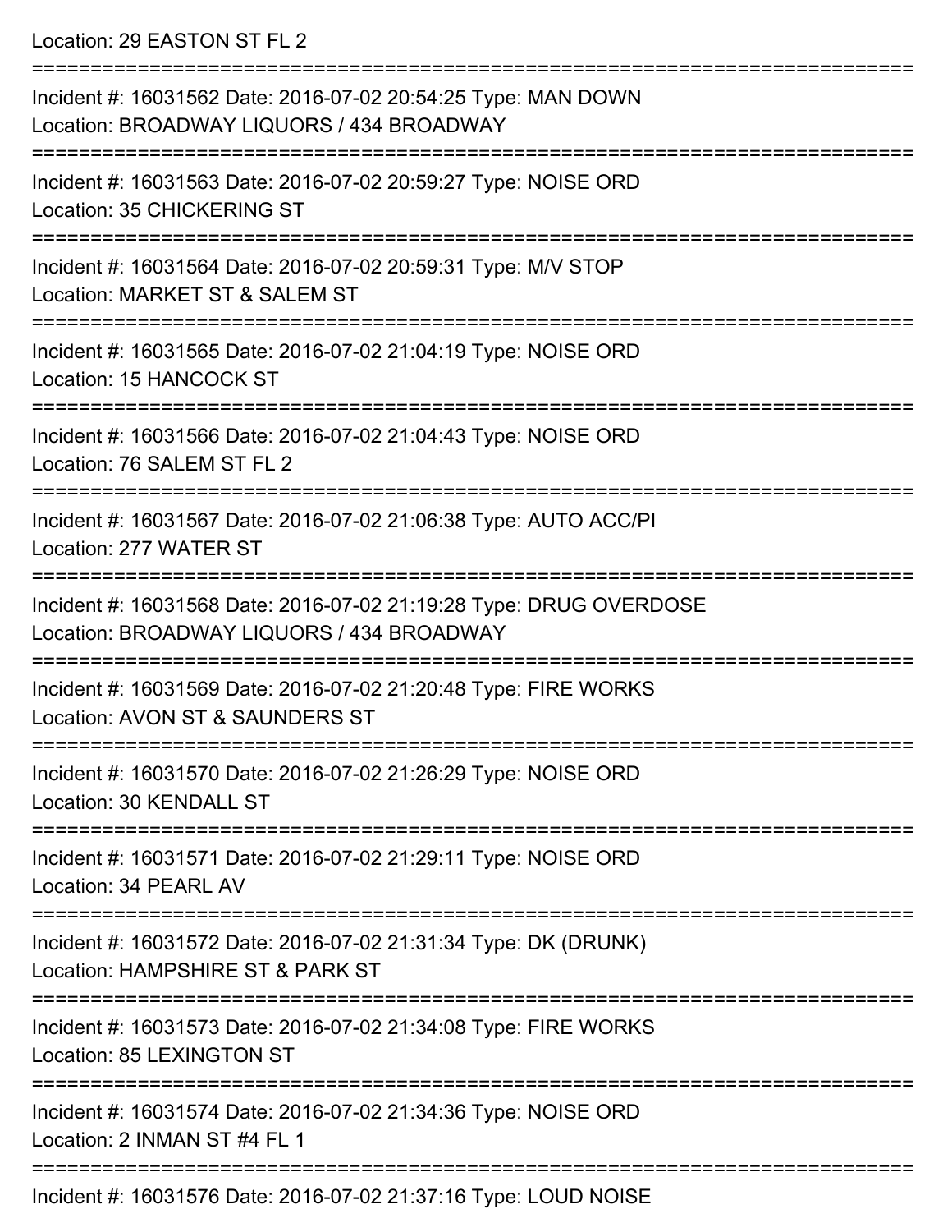Location: 29 EASTON ST FL 2

===========================================================================

Incident #: 16031562 Date: 2016-07-02 20:54:25 Type: MAN DOWN
Location: BROADWAY LIQUORS / 434 BROADWAY

===========================================================================

Incident #: 16031563 Date: 2016-07-02 20:59:27 Type: NOISE ORD
Location: 35 CHICKERING ST

===========================================================================

Incident #: 16031564 Date: 2016-07-02 20:59:31 Type: M/V STOP
Location: MARKET ST & SALEM ST

===========================================================================

Incident #: 16031565 Date: 2016-07-02 21:04:19 Type: NOISE ORD
Location: 15 HANCOCK ST

===========================================================================

Incident #: 16031566 Date: 2016-07-02 21:04:43 Type: NOISE ORD
Location: 76 SALEM ST FL 2

===========================================================================

Incident #: 16031567 Date: 2016-07-02 21:06:38 Type: AUTO ACC/PI
Location: 277 WATER ST

===========================================================================

Incident #: 16031568 Date: 2016-07-02 21:19:28 Type: DRUG OVERDOSE
Location: BROADWAY LIQUORS / 434 BROADWAY

===========================================================================

Incident #: 16031569 Date: 2016-07-02 21:20:48 Type: FIRE WORKS
Location: AVON ST & SAUNDERS ST

===========================================================================

Incident #: 16031570 Date: 2016-07-02 21:26:29 Type: NOISE ORD
Location: 30 KENDALL ST

===========================================================================

Incident #: 16031571 Date: 2016-07-02 21:29:11 Type: NOISE ORD
Location: 34 PEARL AV

===========================================================================

Incident #: 16031572 Date: 2016-07-02 21:31:34 Type: DK (DRUNK)
Location: HAMPSHIRE ST & PARK ST

===========================================================================

Incident #: 16031573 Date: 2016-07-02 21:34:08 Type: FIRE WORKS
Location: 85 LEXINGTON ST

===========================================================================

Incident #: 16031574 Date: 2016-07-02 21:34:36 Type: NOISE ORD
Location: 2 INMAN ST #4 FL 1

===========================================================================

Incident #: 16031576 Date: 2016-07-02 21:37:16 Type: LOUD NOISE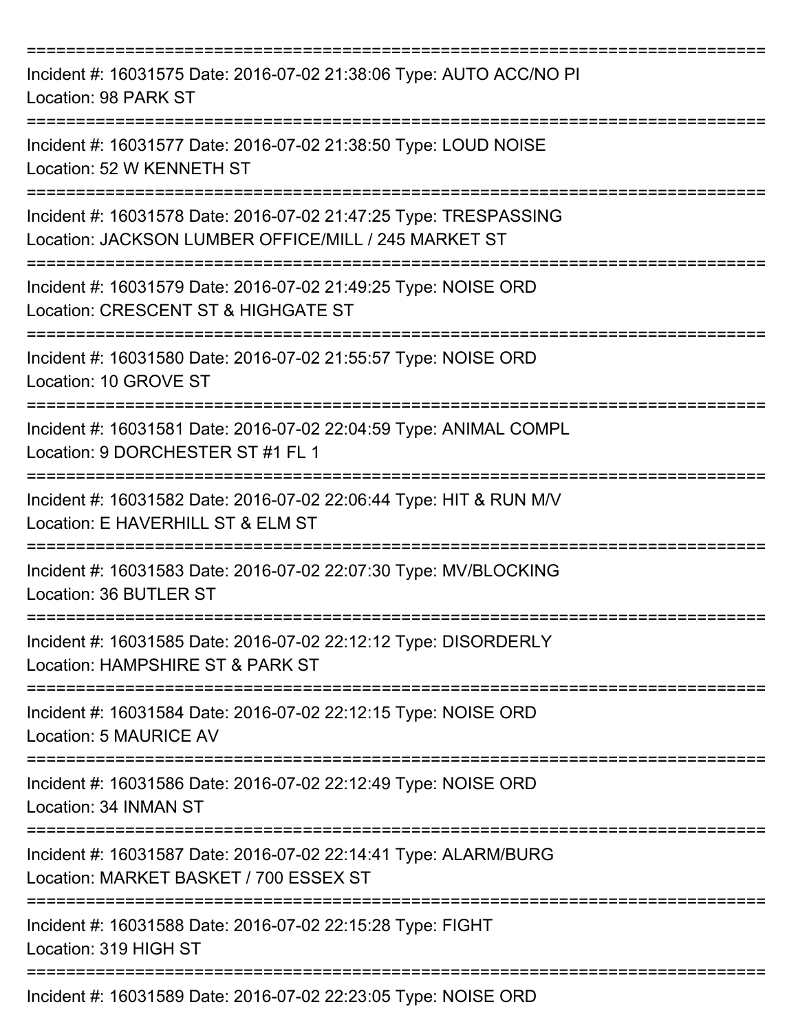===========================================================================
Incident #: 16031575 Date: 2016-07-02 21:38:06 Type: AUTO ACC/NO PI
Location: 98 PARK ST
===========================================================================
Incident #: 16031577 Date: 2016-07-02 21:38:50 Type: LOUD NOISE
Location: 52 W KENNETH ST
===========================================================================
Incident #: 16031578 Date: 2016-07-02 21:47:25 Type: TRESPASSING
Location: JACKSON LUMBER OFFICE/MILL / 245 MARKET ST
===========================================================================
Incident #: 16031579 Date: 2016-07-02 21:49:25 Type: NOISE ORD
Location: CRESCENT ST & HIGHGATE ST
===========================================================================
Incident #: 16031580 Date: 2016-07-02 21:55:57 Type: NOISE ORD
Location: 10 GROVE ST
===========================================================================
Incident #: 16031581 Date: 2016-07-02 22:04:59 Type: ANIMAL COMPL
Location: 9 DORCHESTER ST #1 FL 1
===========================================================================
Incident #: 16031582 Date: 2016-07-02 22:06:44 Type: HIT & RUN M/V
Location: E HAVERHILL ST & ELM ST
===========================================================================
Incident #: 16031583 Date: 2016-07-02 22:07:30 Type: MV/BLOCKING
Location: 36 BUTLER ST
===========================================================================
Incident #: 16031585 Date: 2016-07-02 22:12:12 Type: DISORDERLY
Location: HAMPSHIRE ST & PARK ST
===========================================================================
Incident #: 16031584 Date: 2016-07-02 22:12:15 Type: NOISE ORD
Location: 5 MAURICE AV
===========================================================================
Incident #: 16031586 Date: 2016-07-02 22:12:49 Type: NOISE ORD
Location: 34 INMAN ST
===========================================================================
Incident #: 16031587 Date: 2016-07-02 22:14:41 Type: ALARM/BURG
Location: MARKET BASKET / 700 ESSEX ST
===========================================================================
Incident #: 16031588 Date: 2016-07-02 22:15:28 Type: FIGHT
Location: 319 HIGH ST
===========================================================================
Incident #: 16031589 Date: 2016-07-02 22:23:05 Type: NOISE ORD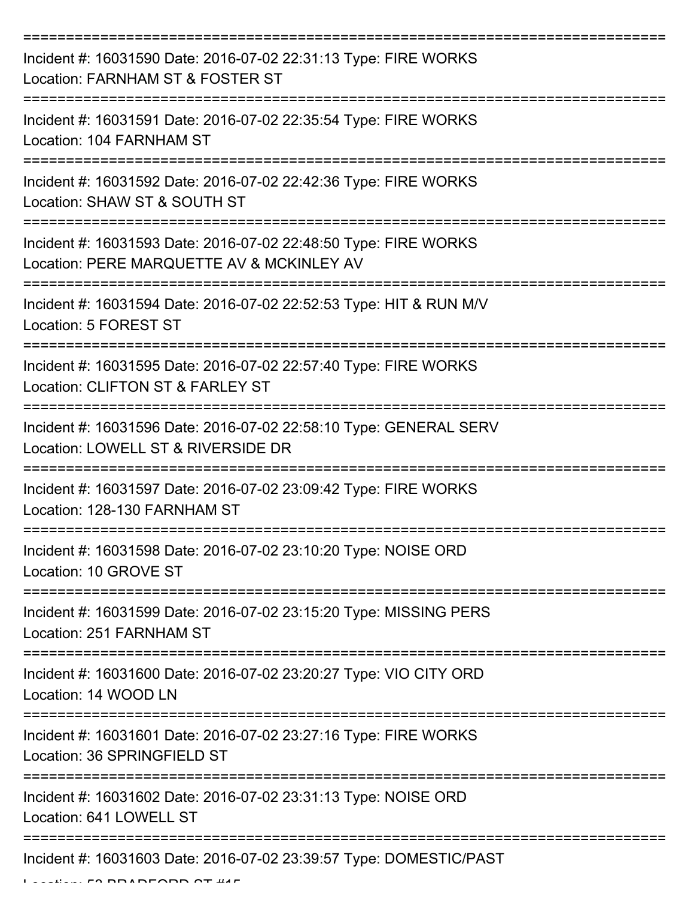===========================================================================
Incident #: 16031590 Date: 2016-07-02 22:31:13 Type: FIRE WORKS
Location: FARNHAM ST & FOSTER ST
===========================================================================
Incident #: 16031591 Date: 2016-07-02 22:35:54 Type: FIRE WORKS
Location: 104 FARNHAM ST
===========================================================================
Incident #: 16031592 Date: 2016-07-02 22:42:36 Type: FIRE WORKS
Location: SHAW ST & SOUTH ST
===========================================================================
Incident #: 16031593 Date: 2016-07-02 22:48:50 Type: FIRE WORKS
Location: PERE MARQUETTE AV & MCKINLEY AV
===========================================================================
Incident #: 16031594 Date: 2016-07-02 22:52:53 Type: HIT & RUN M/V
Location: 5 FOREST ST
===========================================================================
Incident #: 16031595 Date: 2016-07-02 22:57:40 Type: FIRE WORKS
Location: CLIFTON ST & FARLEY ST
===========================================================================
Incident #: 16031596 Date: 2016-07-02 22:58:10 Type: GENERAL SERV
Location: LOWELL ST & RIVERSIDE DR
===========================================================================
Incident #: 16031597 Date: 2016-07-02 23:09:42 Type: FIRE WORKS
Location: 128-130 FARNHAM ST
===========================================================================
Incident #: 16031598 Date: 2016-07-02 23:10:20 Type: NOISE ORD
Location: 10 GROVE ST
===========================================================================
Incident #: 16031599 Date: 2016-07-02 23:15:20 Type: MISSING PERS
Location: 251 FARNHAM ST
===========================================================================
Incident #: 16031600 Date: 2016-07-02 23:20:27 Type: VIO CITY ORD
Location: 14 WOOD LN
===========================================================================
Incident #: 16031601 Date: 2016-07-02 23:27:16 Type: FIRE WORKS
Location: 36 SPRINGFIELD ST
===========================================================================
Incident #: 16031602 Date: 2016-07-02 23:31:13 Type: NOISE ORD
Location: 641 LOWELL ST
===========================================================================
Incident #: 16031603 Date: 2016-07-02 23:39:57 Type: DOMESTIC/PAST
Location: 53 BRADFORD ST #15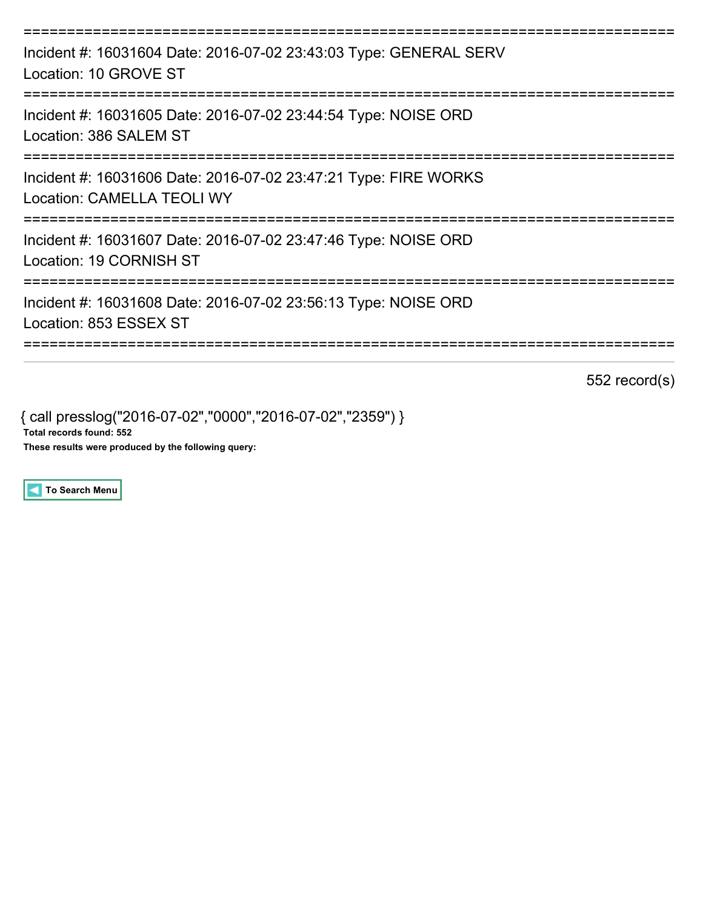===========================================================================

Incident #: 16031604 Date: 2016-07-02 23:43:03 Type: GENERAL SERV
Location: 10 GROVE ST

===========================================================================

Incident #: 16031605 Date: 2016-07-02 23:44:54 Type: NOISE ORD
Location: 386 SALEM ST

===========================================================================

Incident #: 16031606 Date: 2016-07-02 23:47:21 Type: FIRE WORKS
Location: CAMELLA TEOLI WY

===========================================================================

Incident #: 16031607 Date: 2016-07-02 23:47:46 Type: NOISE ORD
Location: 19 CORNISH ST

===========================================================================

Incident #: 16031608 Date: 2016-07-02 23:56:13 Type: NOISE ORD
Location: 853 ESSEX ST

===========================================================================

552 record(s)

{ call presslog("2016-07-02","0000","2016-07-02","2359") }

**Total records found: 552**

**These results were produced by the following query:**

**To Search Menu**